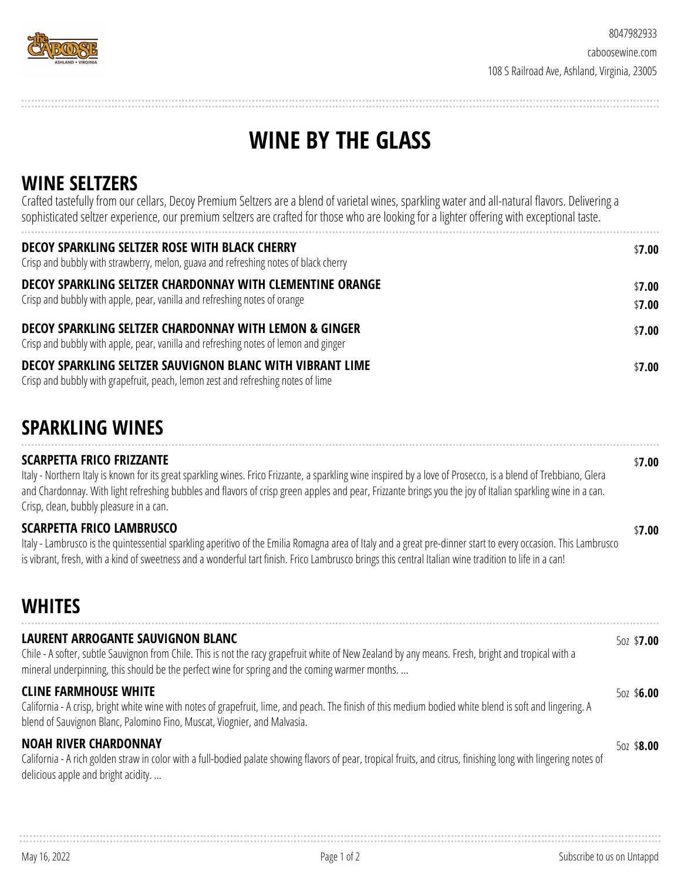8047982933

caboosewine.com

108 S Railroad Ave, Ashland, Virginia, 23005

# WINE BY THE GLASS

## WINE SELTZERS

Crafted tastefully from our cellars, Decoy Premium Seltzers are a blend of varietal wines, sparkling water and all-natural flavors. Delivering a sophisticated seltzer experience, our premium seltzers are crafted for those who are looking for a lighter offering with exceptional taste.

**DECOY SPARKLING SELTZER ROSE WITH BLACK CHERRY** — $**7.00**
Crisp and bubbly with strawberry, melon, guava and refreshing notes of black cherry

**DECOY SPARKLING SELTZER CHARDONNAY WITH CLEMENTINE ORANGE** — $**7.00** / $**7.00**
Crisp and bubbly with apple, pear, vanilla and refreshing notes of orange

**DECOY SPARKLING SELTZER CHARDONNAY WITH LEMON & GINGER** — $**7.00**
Crisp and bubbly with apple, pear, vanilla and refreshing notes of lemon and ginger

**DECOY SPARKLING SELTZER SAUVIGNON BLANC WITH VIBRANT LIME** — $**7.00**
Crisp and bubbly with grapefruit, peach, lemon zest and refreshing notes of lime

## SPARKLING WINES

**SCARPETTA FRICO FRIZZANTE** — $**7.00**
Italy - Northern Italy is known for its great sparkling wines. Frico Frizzante, a sparkling wine inspired by a love of Prosecco, is a blend of Trebbiano, Glera and Chardonnay. With light refreshing bubbles and flavors of crisp green apples and pear, Frizzante brings you the joy of Italian sparkling wine in a can. Crisp, clean, bubbly pleasure in a can.

**SCARPETTA FRICO LAMBRUSCO** — $**7.00**
Italy - Lambrusco is the quintessential sparkling aperitivo of the Emilia Romagna area of Italy and a great pre-dinner start to every occasion. This Lambrusco is vibrant, fresh, with a kind of sweetness and a wonderful tart finish. Frico Lambrusco brings this central Italian wine tradition to life in a can!

## WHITES

**LAURENT ARROGANTE SAUVIGNON BLANC** — 5oz $**7.00**
Chile - A softer, subtle Sauvignon from Chile. This is not the racy grapefruit white of New Zealand by any means. Fresh, bright and tropical with a mineral underpinning, this should be the perfect wine for spring and the coming warmer months. ...

**CLINE FARMHOUSE WHITE** — 5oz $**6.00**
California - A crisp, bright white wine with notes of grapefruit, lime, and peach. The finish of this medium bodied white blend is soft and lingering. A blend of Sauvignon Blanc, Palomino Fino, Muscat, Viognier, and Malvasia.

**NOAH RIVER CHARDONNAY** — 5oz $**8.00**
California - A rich golden straw in color with a full-bodied palate showing flavors of pear, tropical fruits, and citrus, finishing long with lingering notes of delicious apple and bright acidity. ...

May 16, 2022

Subscribe to us on Untappd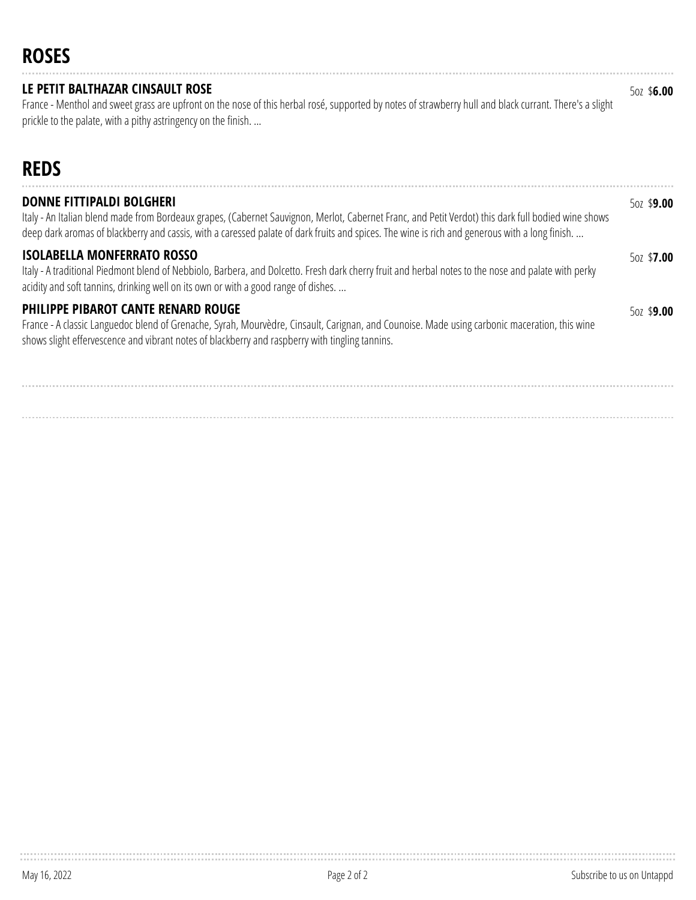## ROSES

### LE PETIT BALTHAZAR CINSAULT ROSE

5oz $**6.00**

France - Menthol and sweet grass are upfront on the nose of this herbal rosé, supported by notes of strawberry hull and black currant. There's a slight prickle to the palate, with a pithy astringency on the finish. ...

## REDS

### DONNE FITTIPALDI BOLGHERI

5oz $**9.00**

Italy - An Italian blend made from Bordeaux grapes, (Cabernet Sauvignon, Merlot, Cabernet Franc, and Petit Verdot) this dark full bodied wine shows deep dark aromas of blackberry and cassis, with a caressed palate of dark fruits and spices. The wine is rich and generous with a long finish. ...

### ISOLABELLA MONFERRATO ROSSO

5oz $**7.00**

Italy - A traditional Piedmont blend of Nebbiolo, Barbera, and Dolcetto. Fresh dark cherry fruit and herbal notes to the nose and palate with perky acidity and soft tannins, drinking well on its own or with a good range of dishes. ...

### PHILIPPE PIBAROT CANTE RENARD ROUGE

5oz $**9.00**

France - A classic Languedoc blend of Grenache, Syrah, Mourvèdre, Cinsault, Carignan, and Counoise. Made using carbonic maceration, this wine shows slight effervescence and vibrant notes of blackberry and raspberry with tingling tannins.